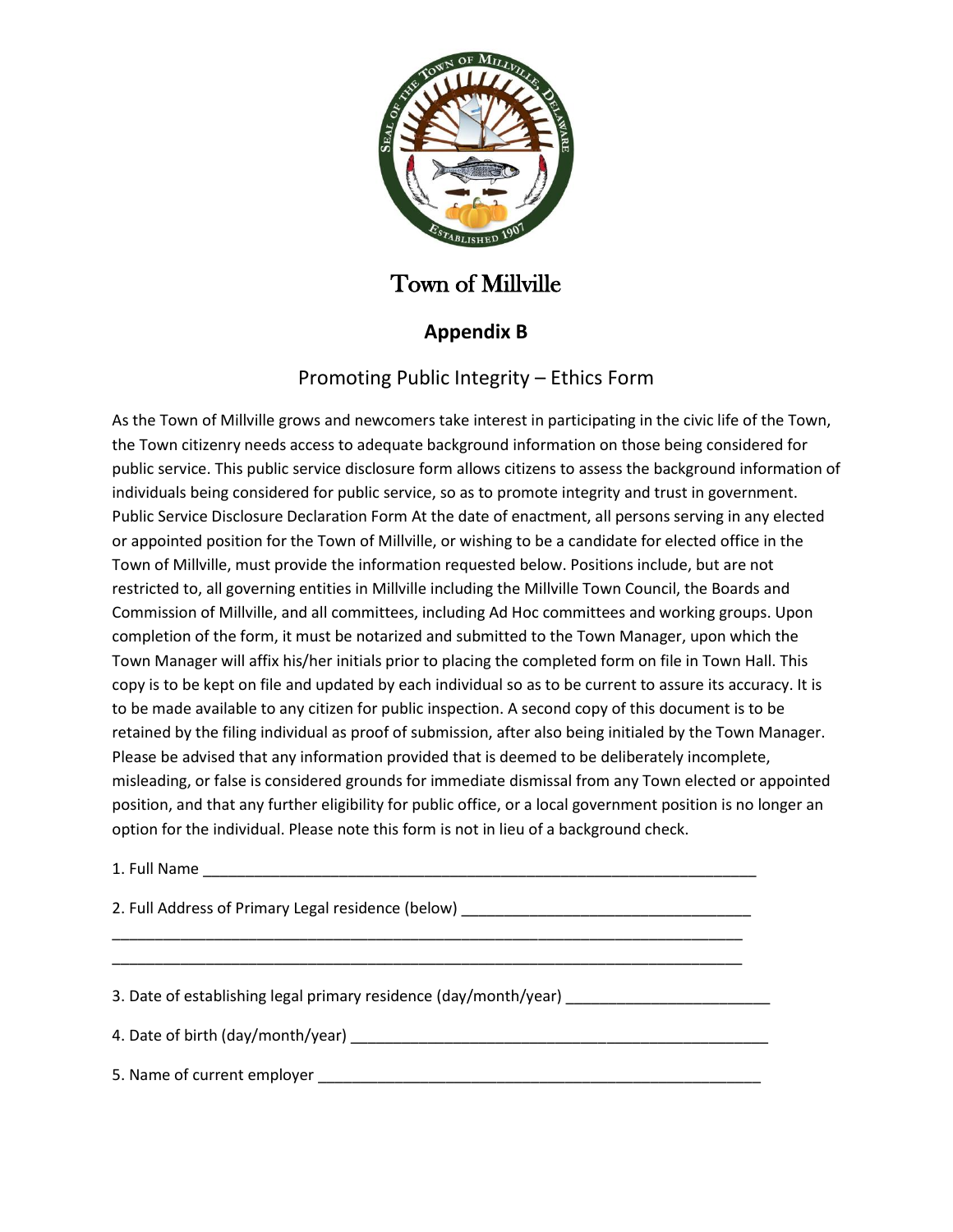# Town of Millville

## Appendix B

### Promoting Public Integrity – Ethics Form

As the Town of Millville grows and newcomers take interest in participating in the civic life of the Town, the Town citizenry needs access to adequate background information on those being considered for public service. This public service disclosure form allows citizens to assess the background information of individuals being considered for public service, so as to promote integrity and trust in government. Public Service Disclosure Declaration Form At the date of enactment, all persons serving in any elected or appointed position for the Town of Millville, or wishing to be a candidate for elected office in the Town of Millville, must provide the information requested below. Positions include, but are not restricted to, all governing entities in Millville including the Millville Town Council, the Boards and Commission of Millville, and all committees, including Ad Hoc committees and working groups. Upon completion of the form, it must be notarized and submitted to the Town Manager, upon which the Town Manager will affix his/her initials prior to placing the completed form on file in Town Hall. This copy is to be kept on file and updated by each individual so as to be current to assure its accuracy. It is to be made available to any citizen for public inspection. A second copy of this document is to be retained by the filing individual as proof of submission, after also being initialed by the Town Manager. Please be advised that any information provided that is deemed to be deliberately incomplete, misleading, or false is considered grounds for immediate dismissal from any Town elected or appointed position, and that any further eligibility for public office, or a local government position is no longer an option for the individual. Please note this form is not in lieu of a background check.

1. Full Name ______________________________________________________________________

2. Full Address of Primary Legal residence (below) ___________________________________

________________________________________________________________________________

________________________________________________________________________________

3. Date of establishing legal primary residence (day/month/year) _________________________

4. Date of birth (day/month/year) ____________________________________________________

5. Name of current employer ________________________________________________________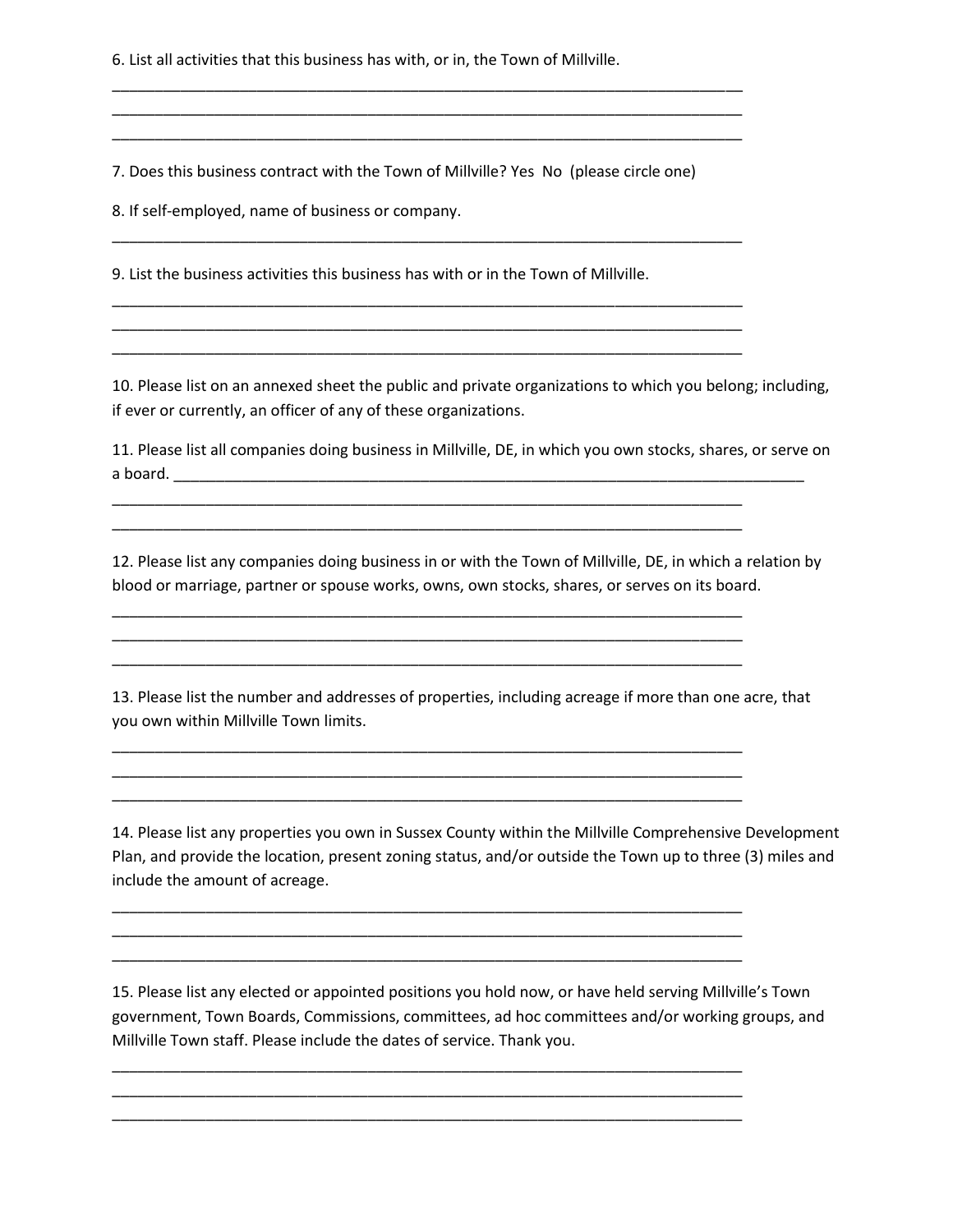6. List all activities that this business has with, or in, the Town of Millville.

_______________________________________________________________________________
_______________________________________________________________________________
_______________________________________________________________________________

7. Does this business contract with the Town of Millville? Yes No (please circle one)

8. If self-employed, name of business or company.

_______________________________________________________________________________

9. List the business activities this business has with or in the Town of Millville.

_______________________________________________________________________________
_______________________________________________________________________________
_______________________________________________________________________________

10. Please list on an annexed sheet the public and private organizations to which you belong; including, if ever or currently, an officer of any of these organizations.

11. Please list all companies doing business in Millville, DE, in which you own stocks, shares, or serve on a board. _______________________________________________________________________________

_______________________________________________________________________________
_______________________________________________________________________________

12. Please list any companies doing business in or with the Town of Millville, DE, in which a relation by blood or marriage, partner or spouse works, owns, own stocks, shares, or serves on its board.

_______________________________________________________________________________
_______________________________________________________________________________
_______________________________________________________________________________

13. Please list the number and addresses of properties, including acreage if more than one acre, that you own within Millville Town limits.

_______________________________________________________________________________
_______________________________________________________________________________
_______________________________________________________________________________

14. Please list any properties you own in Sussex County within the Millville Comprehensive Development Plan, and provide the location, present zoning status, and/or outside the Town up to three (3) miles and include the amount of acreage.

_______________________________________________________________________________
_______________________________________________________________________________
_______________________________________________________________________________

15. Please list any elected or appointed positions you hold now, or have held serving Millville's Town government, Town Boards, Commissions, committees, ad hoc committees and/or working groups, and Millville Town staff. Please include the dates of service. Thank you.

_______________________________________________________________________________
_______________________________________________________________________________
_______________________________________________________________________________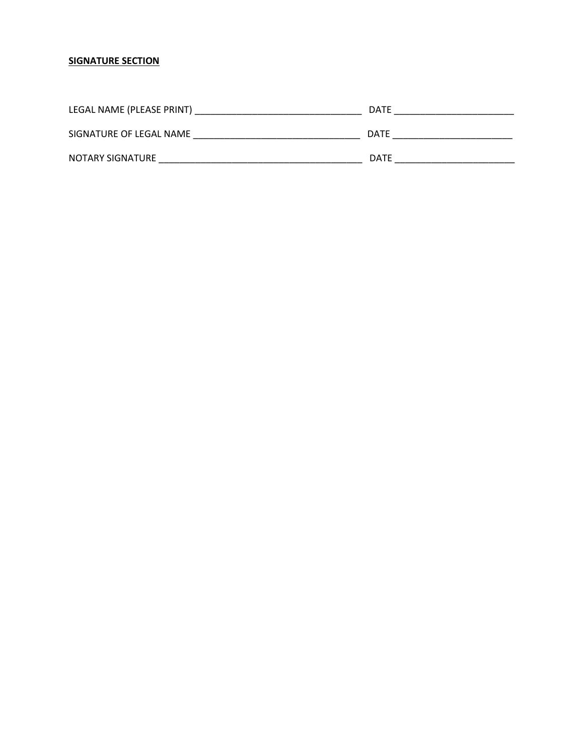**SIGNATURE SECTION**

LEGAL NAME (PLEASE PRINT) ________________________________ DATE _______________________

SIGNATURE OF LEGAL NAME ________________________________ DATE _______________________

NOTARY SIGNATURE _______________________________________ DATE _______________________